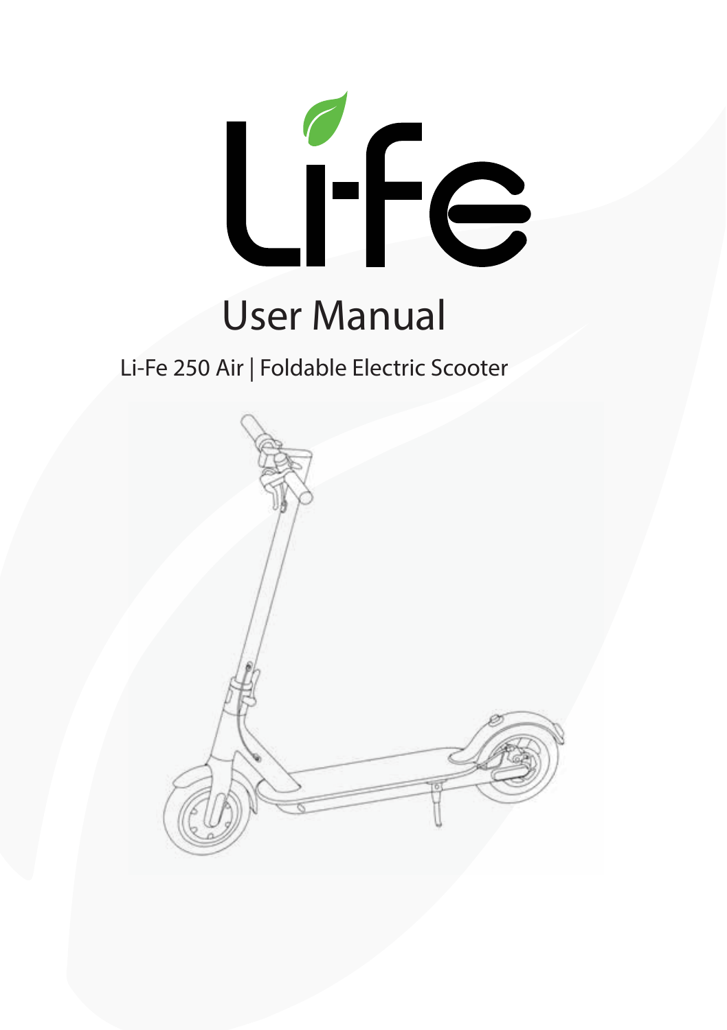# Li-Fe

## User Manual

Li-Fe 250 Air | Foldable Electric Scooter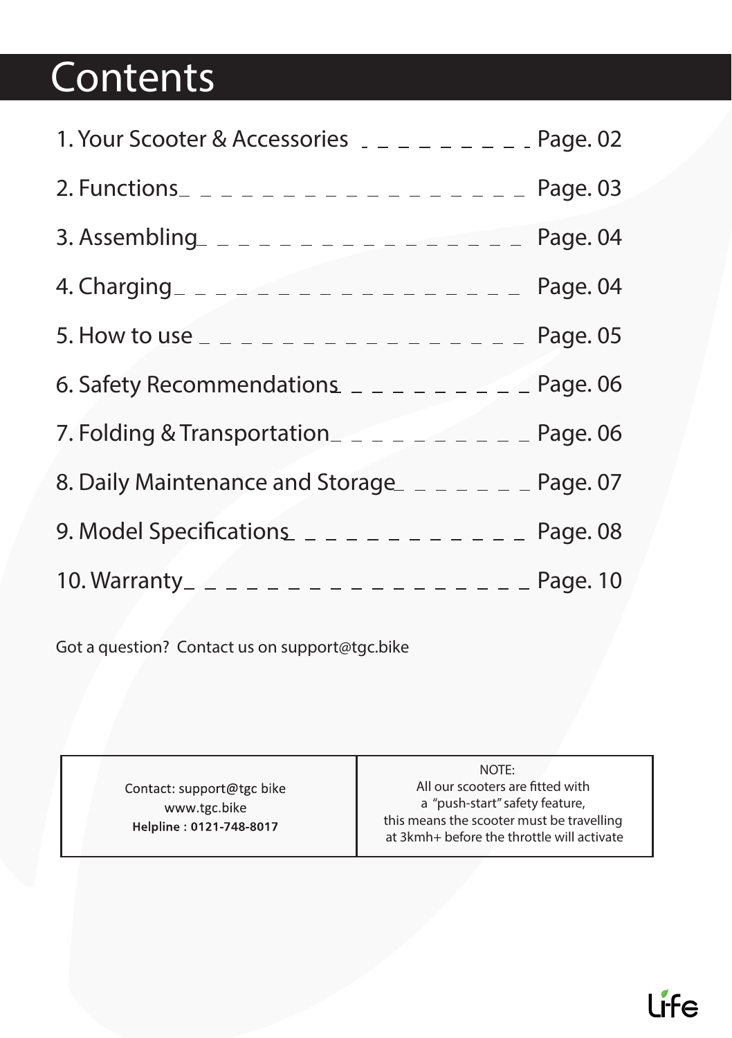# Contents

1. Your Scooter & Accessories _ _ _ _ _ _ _ _ _ Page. 02
2. Functions _ _ _ _ _ _ _ _ _ _ _ _ _ _ _ _ _ Page. 03
3. Assembling _ _ _ _ _ _ _ _ _ _ _ _ _ _ _ _ Page. 04
4. Charging _ _ _ _ _ _ _ _ _ _ _ _ _ _ _ _ _ Page. 04
5. How to use _ _ _ _ _ _ _ _ _ _ _ _ _ _ _ _ Page. 05
6. Safety Recommendations _ _ _ _ _ _ _ _ _ Page. 06
7. Folding & Transportation _ _ _ _ _ _ _ _ _ _ Page. 06
8. Daily Maintenance and Storage _ _ _ _ _ _ _ Page. 07
9. Model Specifications _ _ _ _ _ _ _ _ _ _ _ _ Page. 08
10. Warranty _ _ _ _ _ _ _ _ _ _ _ _ _ _ _ _ _ Page. 10

Got a question? Contact us on support@tgc.bike

| Contact: support@tgc bike<br>www.tgc.bike<br>**Helpline : 0121-748-8017** | NOTE:<br>All our scooters are fitted with a "push-start" safety feature, this means the scooter must be travelling at 3kmh+ before the throttle will activate |
|---|---|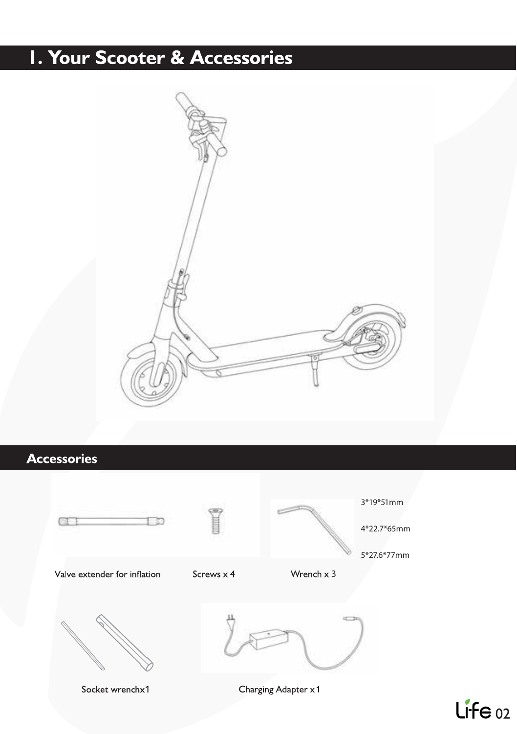# 1. Your Scooter & Accessories

## Accessories

3*19*51mm

4*22.7*65mm

5*27.6*77mm

Valve extender for inflation

Screws x 4

Wrench x 3

Socket wrenchx1

Charging Adapter x1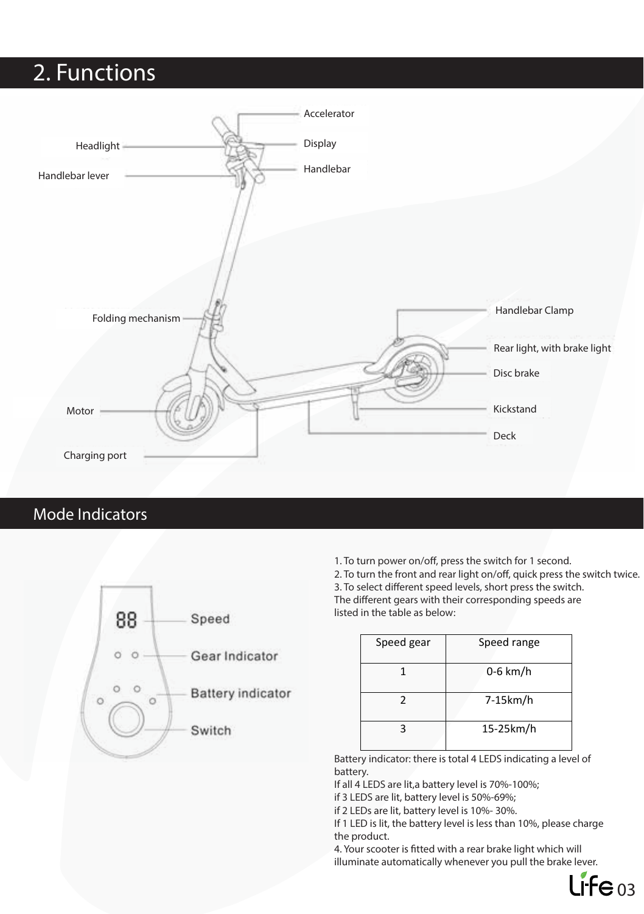# 2. Functions

Accelerator

Display

Handlebar

Headlight

Handlebar lever

Folding mechanism

Handlebar Clamp

Rear light, with brake light

Disc brake

Kickstand

Deck

Motor

Charging port

## Mode Indicators

88 — Speed

Gear Indicator

Battery indicator

Switch

1. To turn power on/off, press the switch for 1 second.
2. To turn the front and rear light on/off, quick press the switch twice.
3. To select different speed levels, short press the switch.

The different gears with their corresponding speeds are listed in the table as below:

| Speed gear | Speed range |
|---|---|
| 1 | 0-6 km/h |
| 2 | 7-15km/h |
| 3 | 15-25km/h |

Battery indicator: there is total 4 LEDS indicating a level of battery.
If all 4 LEDS are lit,a battery level is 70%-100%;
if 3 LEDS are lit, battery level is 50%-69%;
if 2 LEDs are lit, battery level is 10%- 30%.
If 1 LED is lit, the battery level is less than 10%, please charge the product.

4. Your scooter is fitted with a rear brake light which will illuminate automatically whenever you pull the brake lever.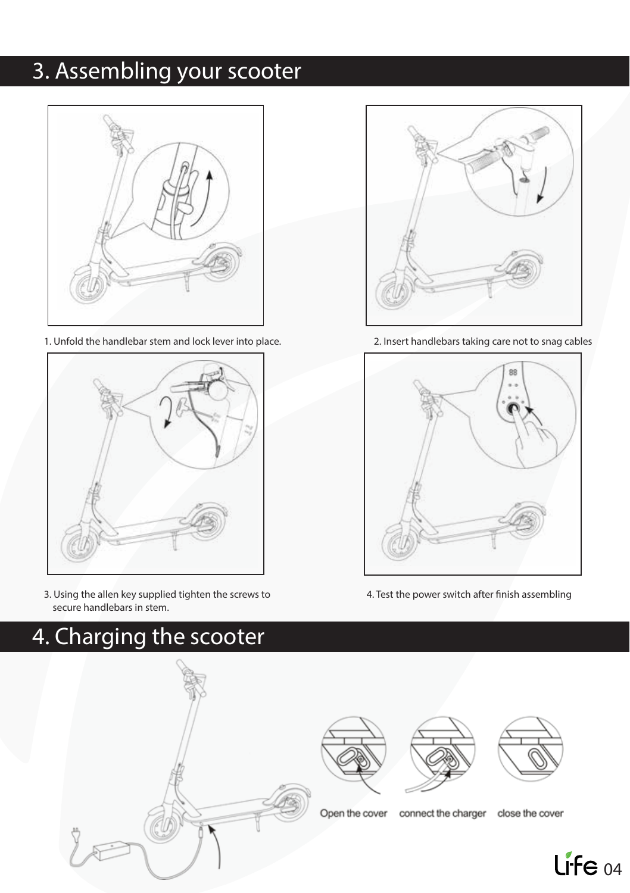# 3. Assembling your scooter

1. Unfold the handlebar stem and lock lever into place.

2. Insert handlebars taking care not to snag cables

3. Using the allen key supplied tighten the screws to secure handlebars in stem.

4. Test the power switch after finish assembling

# 4. Charging the scooter

Open the cover    connect the charger    close the cover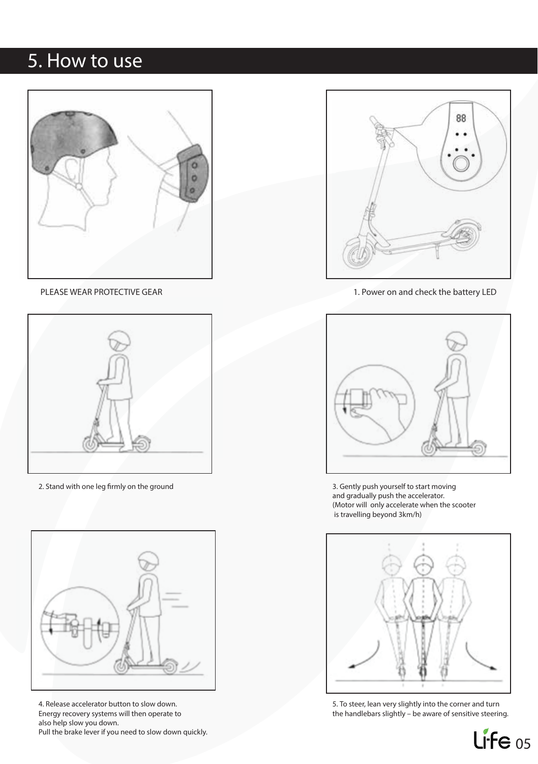# 5. How to use

PLEASE WEAR PROTECTIVE GEAR

1. Power on and check the battery LED

2. Stand with one leg firmly on the ground

3. Gently push yourself to start moving and gradually push the accelerator. (Motor will only accelerate when the scooter is travelling beyond 3km/h)

4. Release accelerator button to slow down. Energy recovery systems will then operate to also help slow you down. Pull the brake lever if you need to slow down quickly.

5. To steer, lean very slightly into the corner and turn the handlebars slightly – be aware of sensitive steering.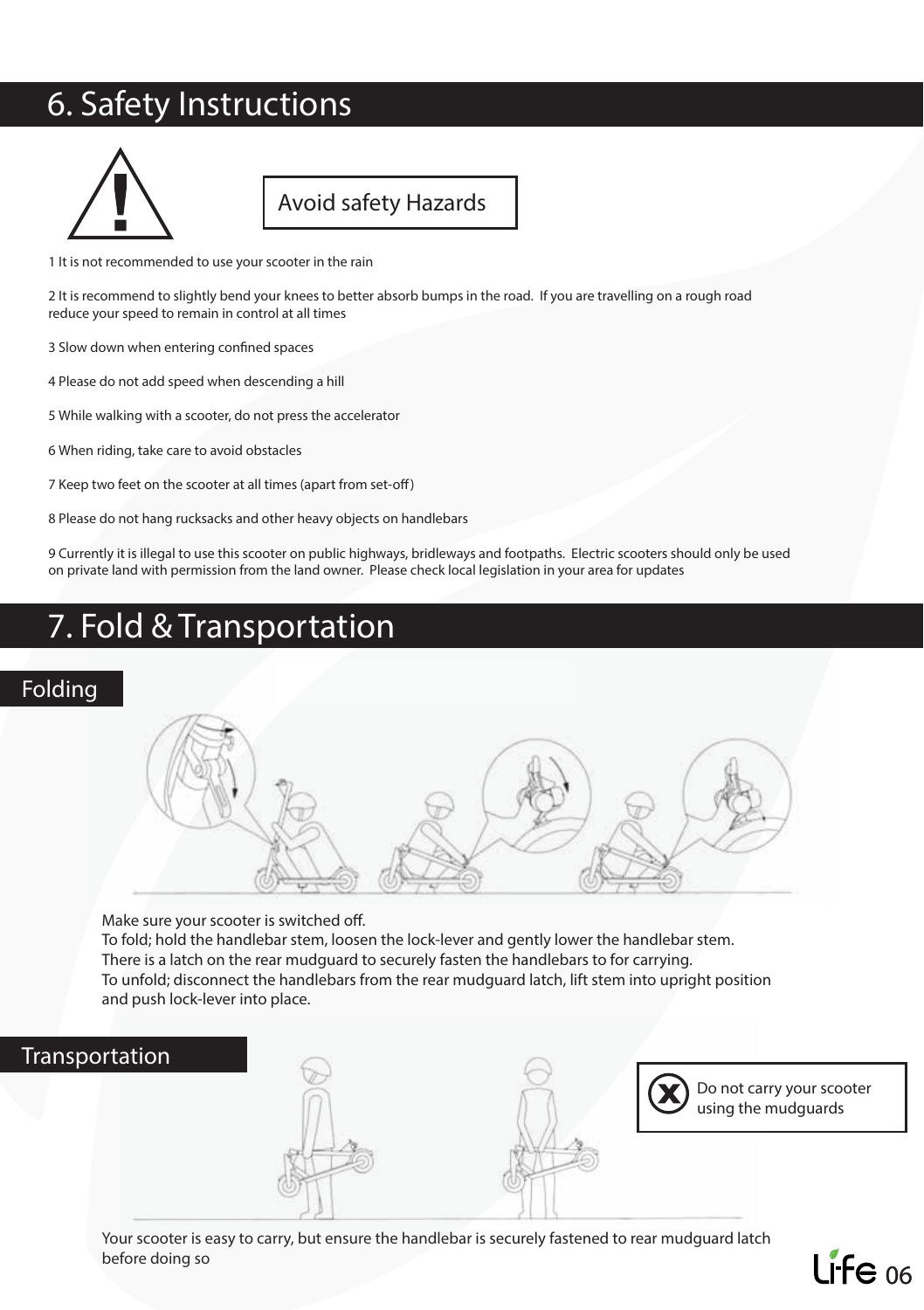# 6. Safety Instructions

Avoid safety Hazards

1 It is not recommended to use your scooter in the rain

2 It is recommend to slightly bend your knees to better absorb bumps in the road. If you are travelling on a rough road reduce your speed to remain in control at all times

3 Slow down when entering confined spaces

4 Please do not add speed when descending a hill

5 While walking with a scooter, do not press the accelerator

6 When riding, take care to avoid obstacles

7 Keep two feet on the scooter at all times (apart from set-off)

8 Please do not hang rucksacks and other heavy objects on handlebars

9 Currently it is illegal to use this scooter on public highways, bridleways and footpaths. Electric scooters should only be used on private land with permission from the land owner. Please check local legislation in your area for updates

# 7. Fold & Transportation

## Folding

Make sure your scooter is switched off.
To fold; hold the handlebar stem, loosen the lock-lever and gently lower the handlebar stem.
There is a latch on the rear mudguard to securely fasten the handlebars to for carrying.
To unfold; disconnect the handlebars from the rear mudguard latch, lift stem into upright position and push lock-lever into place.

## Transportation

Do not carry your scooter using the mudguards

Your scooter is easy to carry, but ensure the handlebar is securely fastened to rear mudguard latch before doing so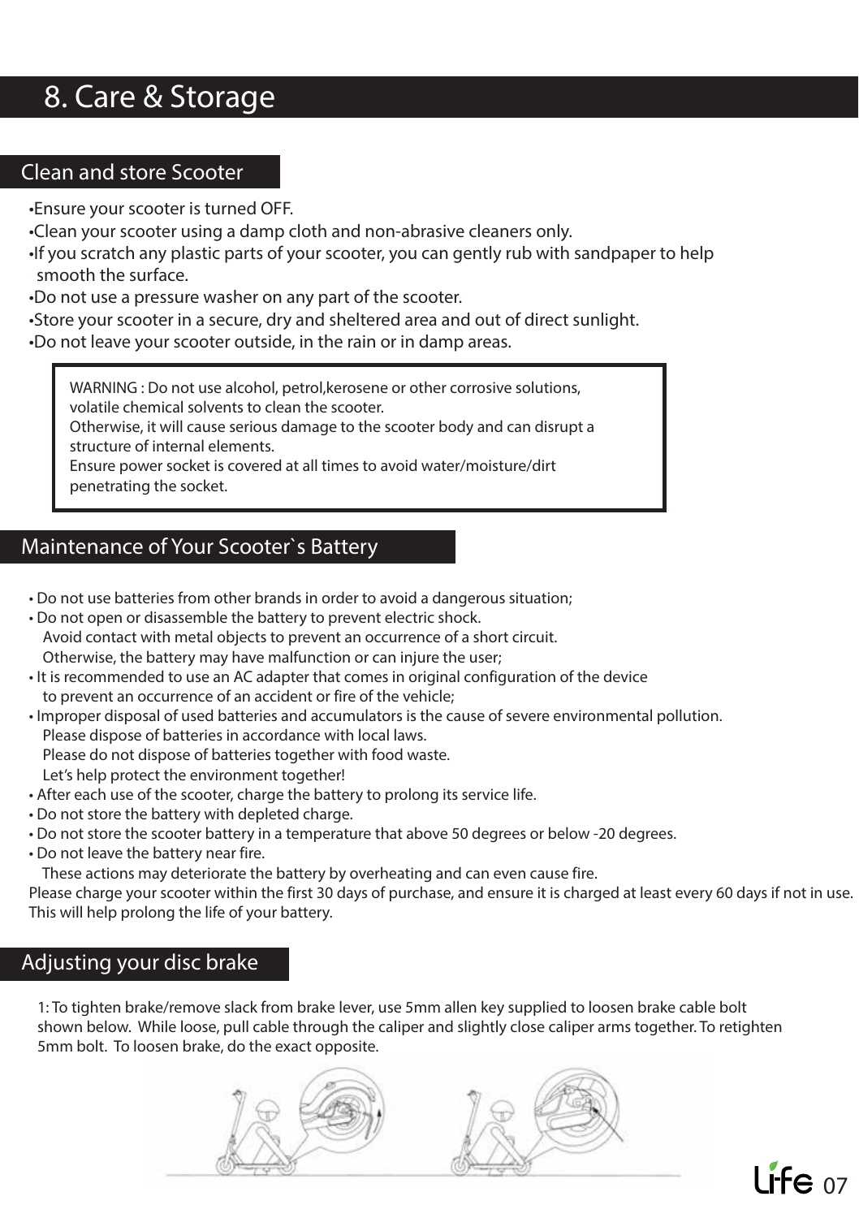# 8. Care & Storage

## Clean and store Scooter

- Ensure your scooter is turned OFF.
- Clean your scooter using a damp cloth and non-abrasive cleaners only.
- If you scratch any plastic parts of your scooter, you can gently rub with sandpaper to help smooth the surface.
- Do not use a pressure washer on any part of the scooter.
- Store your scooter in a secure, dry and sheltered area and out of direct sunlight.
- Do not leave your scooter outside, in the rain or in damp areas.

> WARNING : Do not use alcohol, petrol,kerosene or other corrosive solutions, volatile chemical solvents to clean the scooter.
> Otherwise, it will cause serious damage to the scooter body and can disrupt a structure of internal elements.
> Ensure power socket is covered at all times to avoid water/moisture/dirt penetrating the socket.

## Maintenance of Your Scooter`s Battery

- Do not use batteries from other brands in order to avoid a dangerous situation;
- Do not open or disassemble the battery to prevent electric shock.
  Avoid contact with metal objects to prevent an occurrence of a short circuit.
  Otherwise, the battery may have malfunction or can injure the user;
- It is recommended to use an AC adapter that comes in original configuration of the device to prevent an occurrence of an accident or fire of the vehicle;
- Improper disposal of used batteries and accumulators is the cause of severe environmental pollution.
  Please dispose of batteries in accordance with local laws.
  Please do not dispose of batteries together with food waste.
  Let's help protect the environment together!
- After each use of the scooter, charge the battery to prolong its service life.
- Do not store the battery with depleted charge.
- Do not store the scooter battery in a temperature that above 50 degrees or below -20 degrees.
- Do not leave the battery near fire.
  These actions may deteriorate the battery by overheating and can even cause fire.

Please charge your scooter within the first 30 days of purchase, and ensure it is charged at least every 60 days if not in use. This will help prolong the life of your battery.

## Adjusting your disc brake

1: To tighten brake/remove slack from brake lever, use 5mm allen key supplied to loosen brake cable bolt shown below. While loose, pull cable through the caliper and slightly close caliper arms together. To retighten 5mm bolt. To loosen brake, do the exact opposite.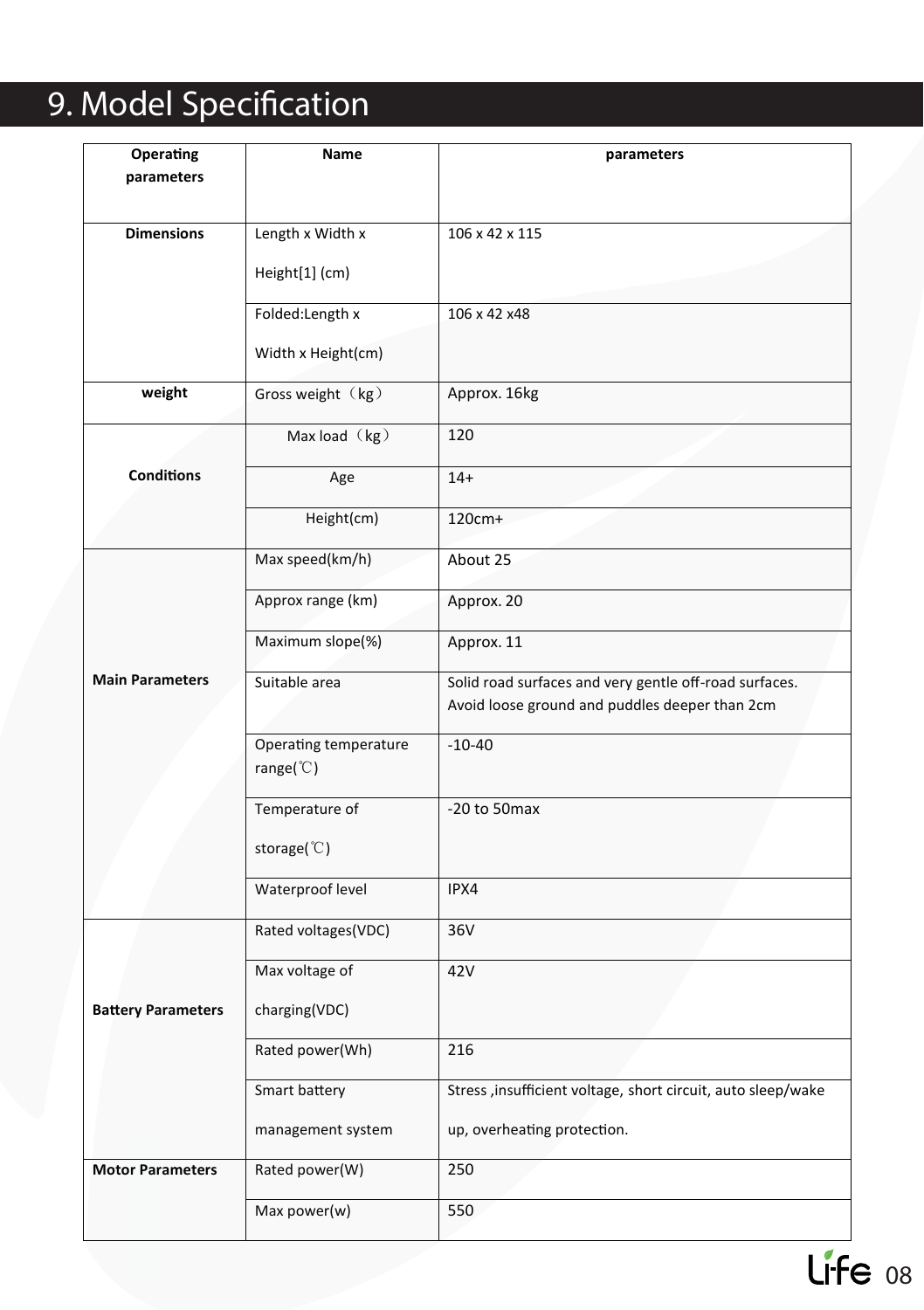# 9. Model Specification

| Operating parameters | Name | parameters |
|---|---|---|
| **Dimensions** | Length x Width x Height[1] (cm) | 106 x 42 x 115 |
| | Folded:Length x Width x Height(cm) | 106 x 42 x48 |
| **weight** | Gross weight（kg） | Approx. 16kg |
| **Conditions** | Max load（kg） | 120 |
| | Age | 14+ |
| | Height(cm) | 120cm+ |
| **Main Parameters** | Max speed(km/h) | About 25 |
| | Approx range (km) | Approx. 20 |
| | Maximum slope(%) | Approx. 11 |
| | Suitable area | Solid road surfaces and very gentle off-road surfaces. Avoid loose ground and puddles deeper than 2cm |
| | Operating temperature range(℃) | -10-40 |
| | Temperature of storage(℃) | -20 to 50max |
| | Waterproof level | IPX4 |
| **Battery Parameters** | Rated voltages(VDC) | 36V |
| | Max voltage of charging(VDC) | 42V |
| | Rated power(Wh) | 216 |
| | Smart battery management system | Stress ,insufficient voltage, short circuit, auto sleep/wake up, overheating protection. |
| **Motor Parameters** | Rated power(W) | 250 |
| | Max power(w) | 550 |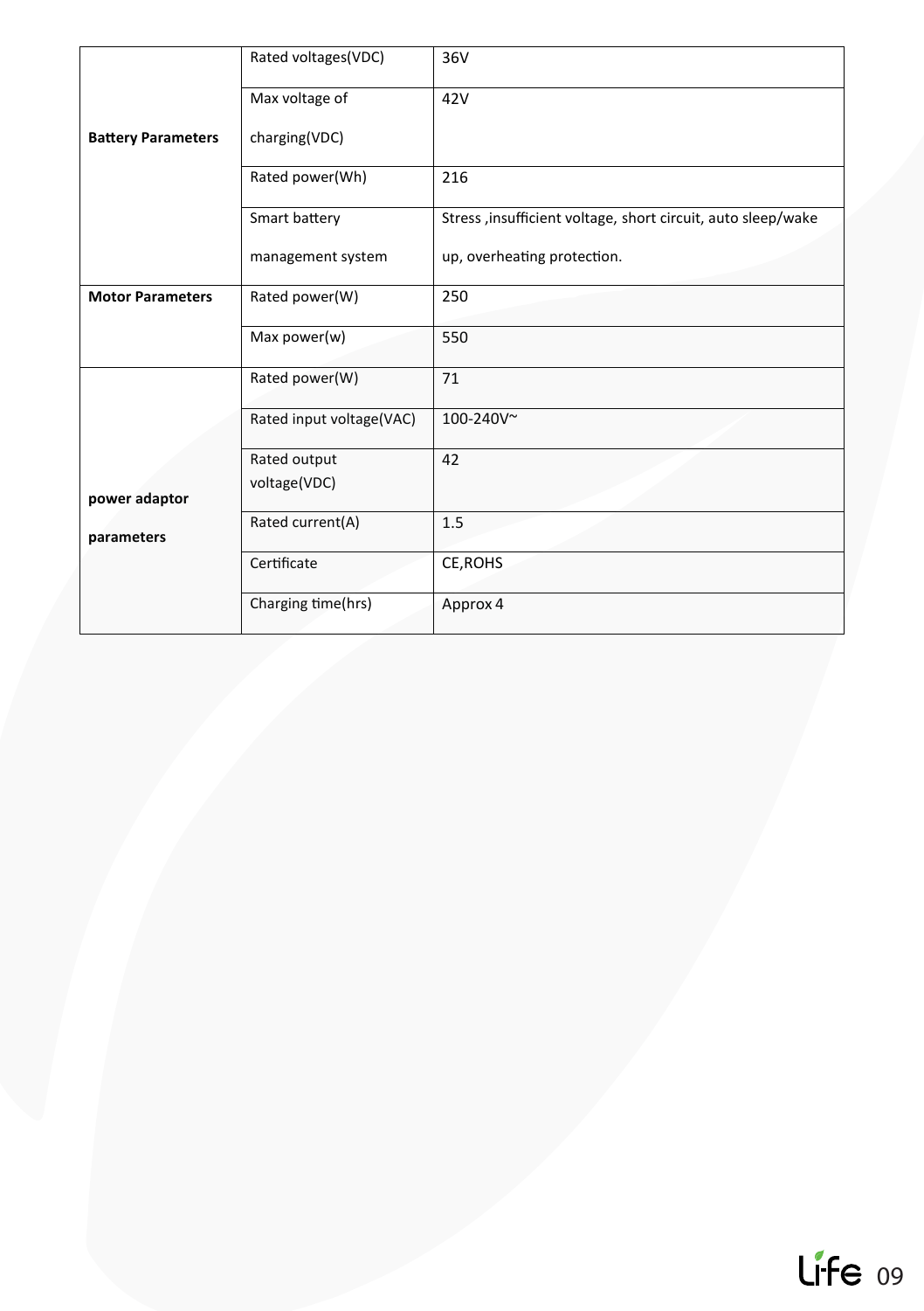| | | |
|---|---|---|
| **Battery Parameters** | Rated voltages(VDC) | 36V |
| | Max voltage of charging(VDC) | 42V |
| | Rated power(Wh) | 216 |
| | Smart battery management system | Stress ,insufficient voltage, short circuit, auto sleep/wake up, overheating protection. |
| **Motor Parameters** | Rated power(W) | 250 |
| | Max power(w) | 550 |
| **power adaptor parameters** | Rated power(W) | 71 |
| | Rated input voltage(VAC) | 100-240V~ |
| | Rated output voltage(VDC) | 42 |
| | Rated current(A) | 1.5 |
| | Certificate | CE,ROHS |
| | Charging time(hrs) | Approx 4 |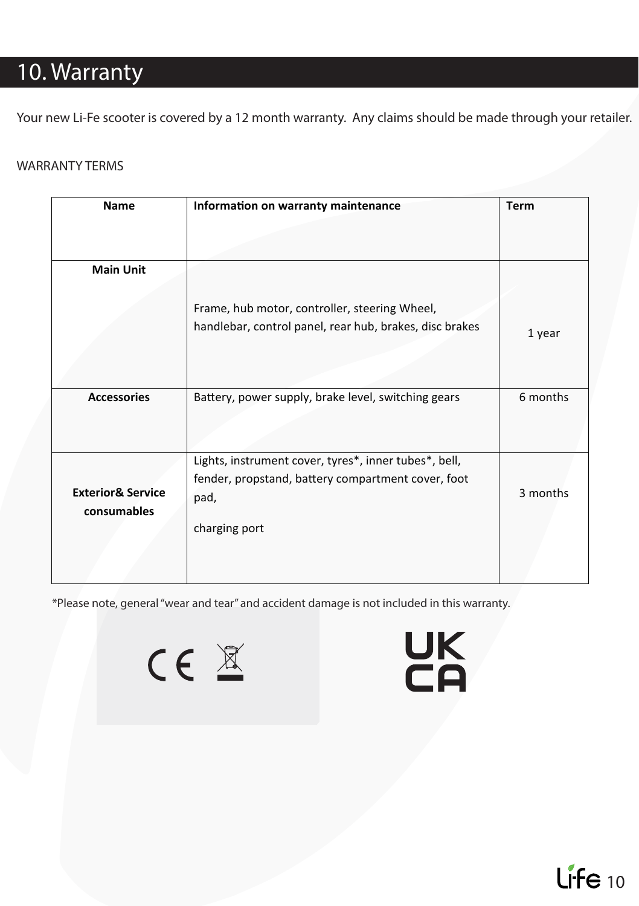# 10. Warranty

Your new Li-Fe scooter is covered by a 12 month warranty. Any claims should be made through your retailer.

WARRANTY TERMS

| Name | Information on warranty maintenance | Term |
|---|---|---|
| **Main Unit** | Frame, hub motor, controller, steering Wheel, handlebar, control panel, rear hub, brakes, disc brakes | 1 year |
| **Accessories** | Battery, power supply, brake level, switching gears | 6 months |
| **Exterior& Service consumables** | Lights, instrument cover, tyres*, inner tubes*, bell, fender, propstand, battery compartment cover, foot pad, charging port | 3 months |

*Please note, general "wear and tear" and accident damage is not included in this warranty.

CE

UK CA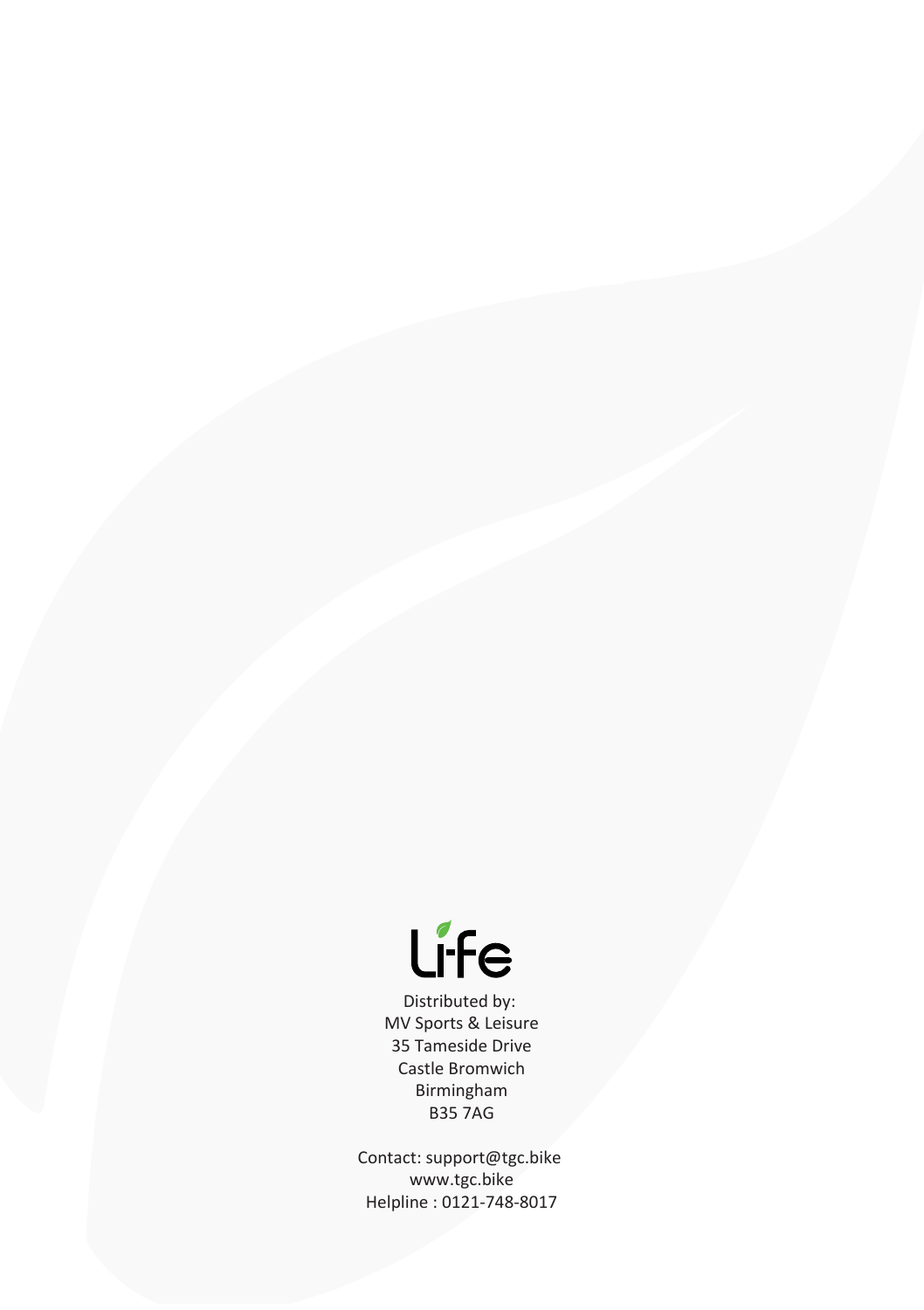Life

Distributed by:
MV Sports & Leisure
35 Tameside Drive
Castle Bromwich
Birmingham
B35 7AG

Contact: support@tgc.bike
www.tgc.bike
Helpline : 0121-748-8017